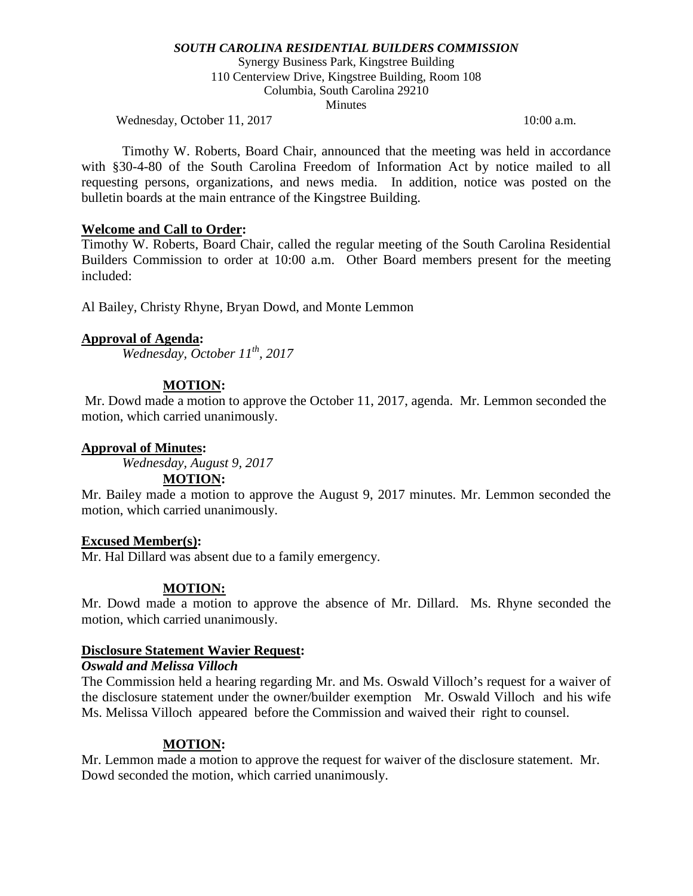***SOUTH CAROLINA RESIDENTIAL BUILDERS COMMISSION***

Synergy Business Park, Kingstree Building
110 Centerview Drive, Kingstree Building, Room 108
Columbia, South Carolina 29210
Minutes

Wednesday, October 11, 2017 10:00 a.m.

Timothy W. Roberts, Board Chair, announced that the meeting was held in accordance with §30-4-80 of the South Carolina Freedom of Information Act by notice mailed to all requesting persons, organizations, and news media. In addition, notice was posted on the bulletin boards at the main entrance of the Kingstree Building.

**Welcome and Call to Order:**

Timothy W. Roberts, Board Chair, called the regular meeting of the South Carolina Residential Builders Commission to order at 10:00 a.m. Other Board members present for the meeting included:

Al Bailey, Christy Rhyne, Bryan Dowd, and Monte Lemmon

**Approval of Agenda:**

*Wednesday, October 11th, 2017*

**MOTION:**

Mr. Dowd made a motion to approve the October 11, 2017, agenda. Mr. Lemmon seconded the motion, which carried unanimously.

**Approval of Minutes:**

*Wednesday, August 9, 2017*

**MOTION:**

Mr. Bailey made a motion to approve the August 9, 2017 minutes. Mr. Lemmon seconded the motion, which carried unanimously.

**Excused Member(s):**

Mr. Hal Dillard was absent due to a family emergency.

**MOTION:**

Mr. Dowd made a motion to approve the absence of Mr. Dillard. Ms. Rhyne seconded the motion, which carried unanimously.

**Disclosure Statement Wavier Request:**

***Oswald and Melissa Villoch***

The Commission held a hearing regarding Mr. and Ms. Oswald Villoch's request for a waiver of the disclosure statement under the owner/builder exemption Mr. Oswald Villoch and his wife Ms. Melissa Villoch appeared before the Commission and waived their right to counsel.

**MOTION:**

Mr. Lemmon made a motion to approve the request for waiver of the disclosure statement. Mr. Dowd seconded the motion, which carried unanimously.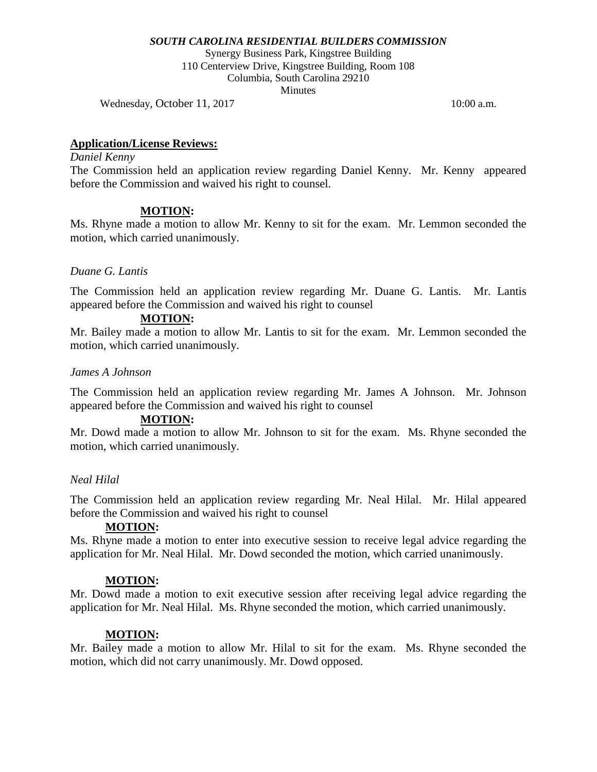***SOUTH CAROLINA RESIDENTIAL BUILDERS COMMISSION***

Synergy Business Park, Kingstree Building
110 Centerview Drive, Kingstree Building, Room 108
Columbia, South Carolina 29210
Minutes

Wednesday, October 11, 2017 10:00 a.m.

**Application/License Reviews:**

*Daniel Kenny*

The Commission held an application review regarding Daniel Kenny. Mr. Kenny appeared before the Commission and waived his right to counsel.

**MOTION:**

Ms. Rhyne made a motion to allow Mr. Kenny to sit for the exam. Mr. Lemmon seconded the motion, which carried unanimously.

*Duane G. Lantis*

The Commission held an application review regarding Mr. Duane G. Lantis. Mr. Lantis appeared before the Commission and waived his right to counsel

**MOTION:**

Mr. Bailey made a motion to allow Mr. Lantis to sit for the exam. Mr. Lemmon seconded the motion, which carried unanimously.

*James A Johnson*

The Commission held an application review regarding Mr. James A Johnson. Mr. Johnson appeared before the Commission and waived his right to counsel

**MOTION:**

Mr. Dowd made a motion to allow Mr. Johnson to sit for the exam. Ms. Rhyne seconded the motion, which carried unanimously.

*Neal Hilal*

The Commission held an application review regarding Mr. Neal Hilal. Mr. Hilal appeared before the Commission and waived his right to counsel

**MOTION:**

Ms. Rhyne made a motion to enter into executive session to receive legal advice regarding the application for Mr. Neal Hilal. Mr. Dowd seconded the motion, which carried unanimously.

**MOTION:**

Mr. Dowd made a motion to exit executive session after receiving legal advice regarding the application for Mr. Neal Hilal. Ms. Rhyne seconded the motion, which carried unanimously.

**MOTION:**

Mr. Bailey made a motion to allow Mr. Hilal to sit for the exam. Ms. Rhyne seconded the motion, which did not carry unanimously. Mr. Dowd opposed.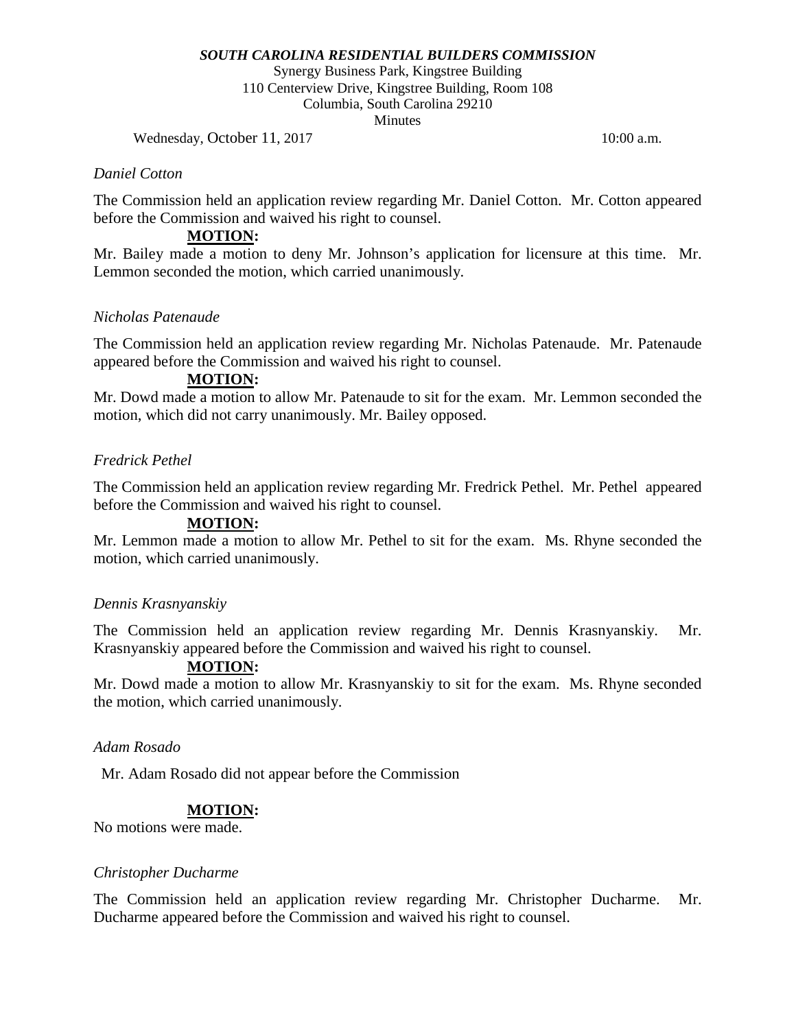*SOUTH CAROLINA RESIDENTIAL BUILDERS COMMISSION*

Synergy Business Park, Kingstree Building
110 Centerview Drive, Kingstree Building, Room 108
Columbia, South Carolina 29210
Minutes

Wednesday, October 11, 2017 10:00 a.m.

*Daniel Cotton*

The Commission held an application review regarding Mr. Daniel Cotton. Mr. Cotton appeared before the Commission and waived his right to counsel.

**MOTION:**

Mr. Bailey made a motion to deny Mr. Johnson's application for licensure at this time. Mr. Lemmon seconded the motion, which carried unanimously.

*Nicholas Patenaude*

The Commission held an application review regarding Mr. Nicholas Patenaude. Mr. Patenaude appeared before the Commission and waived his right to counsel.

**MOTION:**

Mr. Dowd made a motion to allow Mr. Patenaude to sit for the exam. Mr. Lemmon seconded the motion, which did not carry unanimously. Mr. Bailey opposed.

*Fredrick Pethel*

The Commission held an application review regarding Mr. Fredrick Pethel. Mr. Pethel appeared before the Commission and waived his right to counsel.

**MOTION:**

Mr. Lemmon made a motion to allow Mr. Pethel to sit for the exam. Ms. Rhyne seconded the motion, which carried unanimously.

*Dennis Krasnyanskiy*

The Commission held an application review regarding Mr. Dennis Krasnyanskiy. Mr. Krasnyanskiy appeared before the Commission and waived his right to counsel.

**MOTION:**

Mr. Dowd made a motion to allow Mr. Krasnyanskiy to sit for the exam. Ms. Rhyne seconded the motion, which carried unanimously.

*Adam Rosado*

Mr. Adam Rosado did not appear before the Commission

**MOTION:**

No motions were made.

*Christopher Ducharme*

The Commission held an application review regarding Mr. Christopher Ducharme. Mr. Ducharme appeared before the Commission and waived his right to counsel.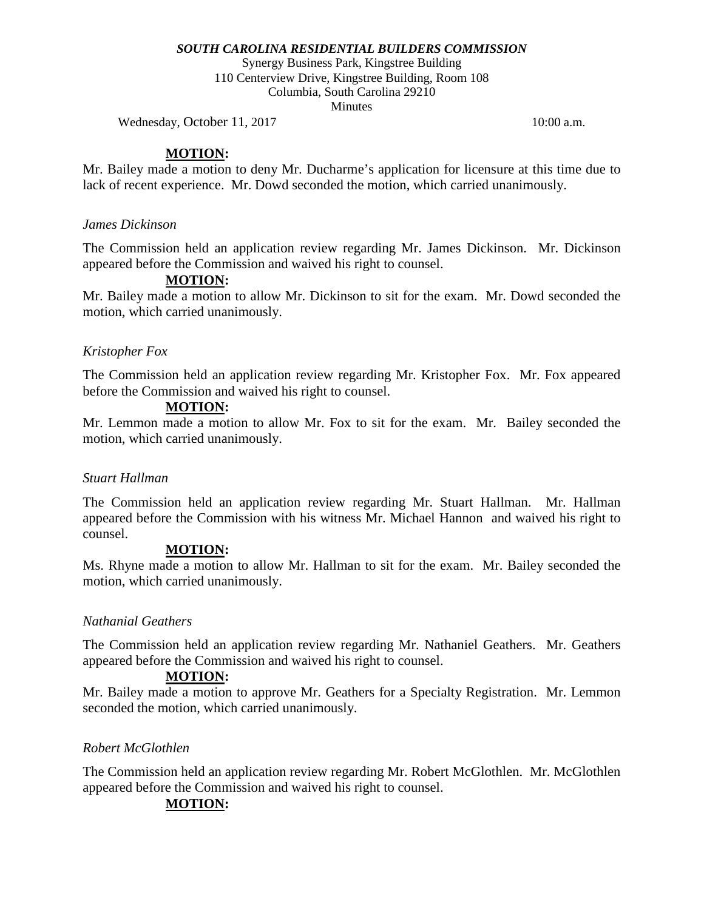**MOTION:**

Mr. Bailey made a motion to deny Mr. Ducharme's application for licensure at this time due to lack of recent experience. Mr. Dowd seconded the motion, which carried unanimously.

*James Dickinson*

The Commission held an application review regarding Mr. James Dickinson. Mr. Dickinson appeared before the Commission and waived his right to counsel.

**MOTION:**

Mr. Bailey made a motion to allow Mr. Dickinson to sit for the exam. Mr. Dowd seconded the motion, which carried unanimously.

*Kristopher Fox*

The Commission held an application review regarding Mr. Kristopher Fox. Mr. Fox appeared before the Commission and waived his right to counsel.

**MOTION:**

Mr. Lemmon made a motion to allow Mr. Fox to sit for the exam. Mr. Bailey seconded the motion, which carried unanimously.

*Stuart Hallman*

The Commission held an application review regarding Mr. Stuart Hallman. Mr. Hallman appeared before the Commission with his witness Mr. Michael Hannon and waived his right to counsel.

**MOTION:**

Ms. Rhyne made a motion to allow Mr. Hallman to sit for the exam. Mr. Bailey seconded the motion, which carried unanimously.

*Nathanial Geathers*

The Commission held an application review regarding Mr. Nathaniel Geathers. Mr. Geathers appeared before the Commission and waived his right to counsel.

**MOTION:**

Mr. Bailey made a motion to approve Mr. Geathers for a Specialty Registration. Mr. Lemmon seconded the motion, which carried unanimously.

*Robert McGlothlen*

The Commission held an application review regarding Mr. Robert McGlothlen. Mr. McGlothlen appeared before the Commission and waived his right to counsel.

**MOTION:**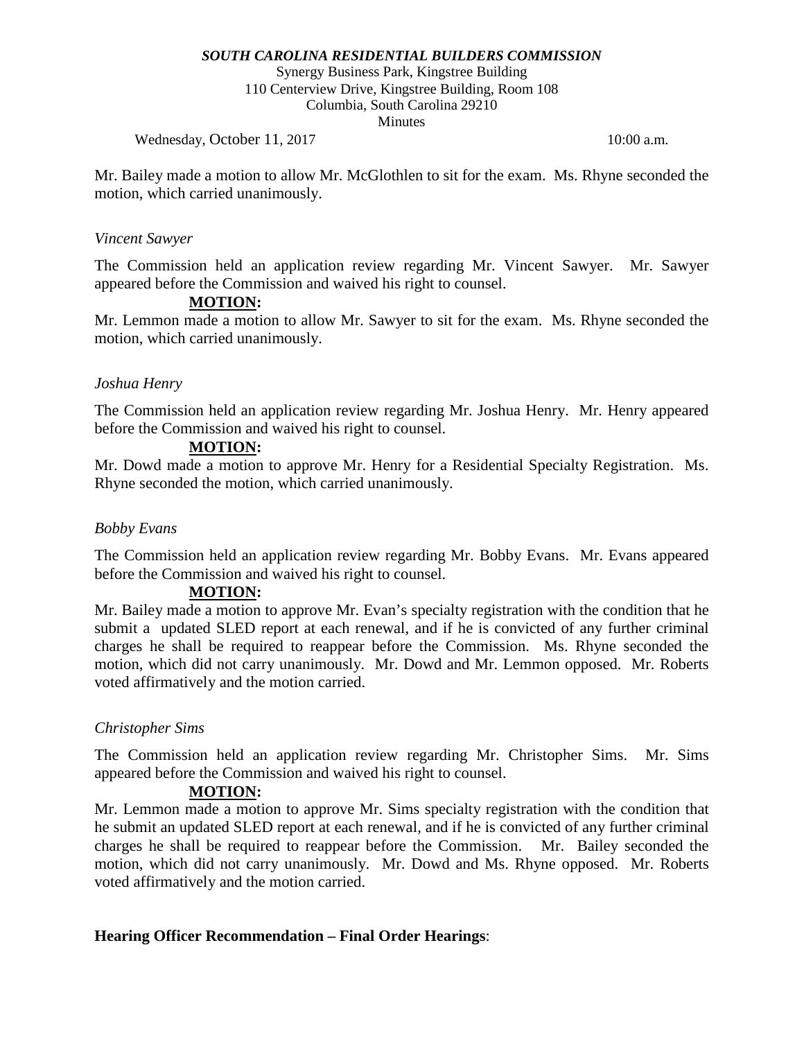Mr. Bailey made a motion to allow Mr. McGlothlen to sit for the exam. Ms. Rhyne seconded the motion, which carried unanimously.

*Vincent Sawyer*

The Commission held an application review regarding Mr. Vincent Sawyer. Mr. Sawyer appeared before the Commission and waived his right to counsel.

**MOTION:**

Mr. Lemmon made a motion to allow Mr. Sawyer to sit for the exam. Ms. Rhyne seconded the motion, which carried unanimously.

*Joshua Henry*

The Commission held an application review regarding Mr. Joshua Henry. Mr. Henry appeared before the Commission and waived his right to counsel.

**MOTION:**

Mr. Dowd made a motion to approve Mr. Henry for a Residential Specialty Registration. Ms. Rhyne seconded the motion, which carried unanimously.

*Bobby Evans*

The Commission held an application review regarding Mr. Bobby Evans. Mr. Evans appeared before the Commission and waived his right to counsel.

**MOTION:**

Mr. Bailey made a motion to approve Mr. Evan's specialty registration with the condition that he submit a updated SLED report at each renewal, and if he is convicted of any further criminal charges he shall be required to reappear before the Commission. Ms. Rhyne seconded the motion, which did not carry unanimously. Mr. Dowd and Mr. Lemmon opposed. Mr. Roberts voted affirmatively and the motion carried.

*Christopher Sims*

The Commission held an application review regarding Mr. Christopher Sims. Mr. Sims appeared before the Commission and waived his right to counsel.

**MOTION:**

Mr. Lemmon made a motion to approve Mr. Sims specialty registration with the condition that he submit an updated SLED report at each renewal, and if he is convicted of any further criminal charges he shall be required to reappear before the Commission. Mr. Bailey seconded the motion, which did not carry unanimously. Mr. Dowd and Ms. Rhyne opposed. Mr. Roberts voted affirmatively and the motion carried.

**Hearing Officer Recommendation – Final Order Hearings**: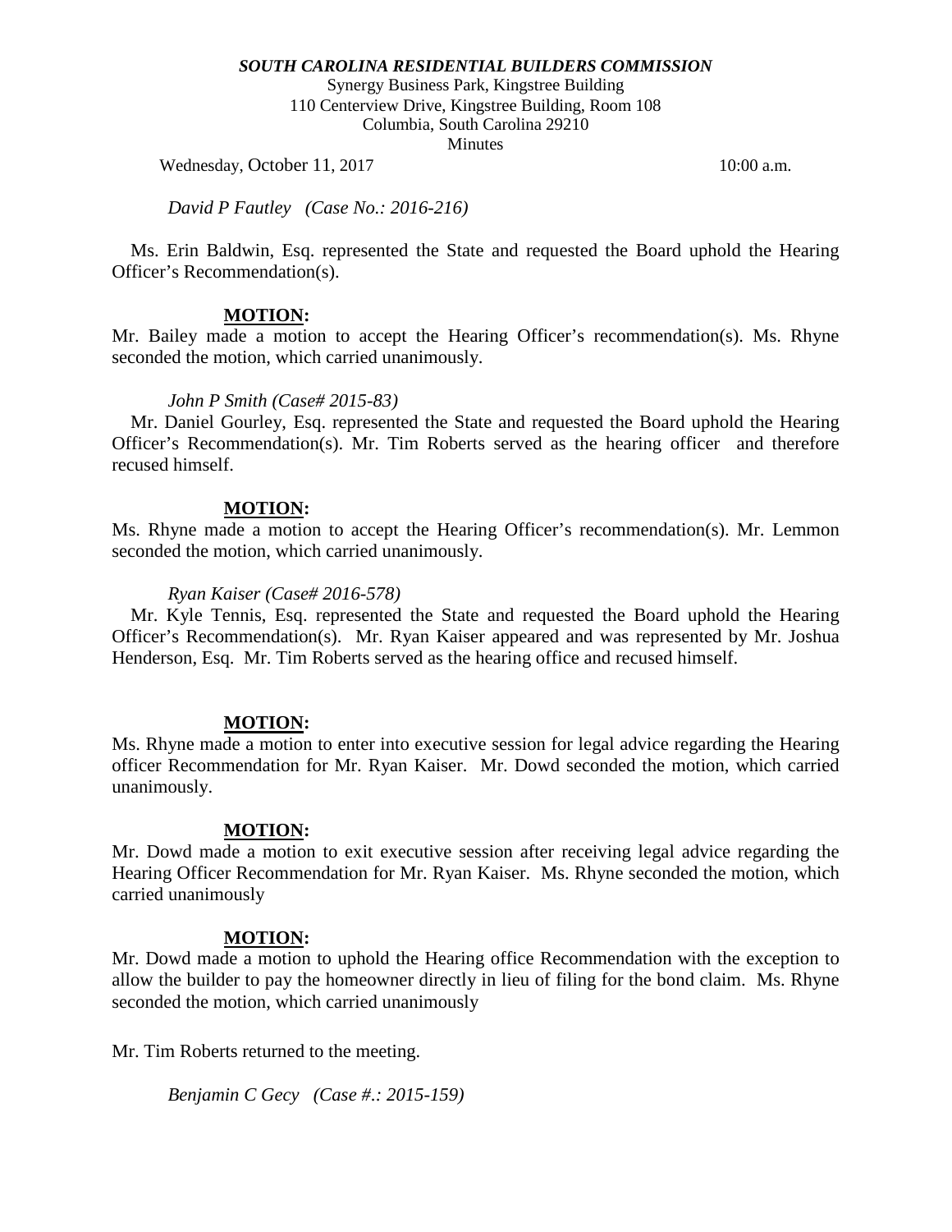*SOUTH CAROLINA RESIDENTIAL BUILDERS COMMISSION*
Synergy Business Park, Kingstree Building
110 Centerview Drive, Kingstree Building, Room 108
Columbia, South Carolina 29210
Minutes

Wednesday, October 11, 2017 10:00 a.m.

*David P Fautley (Case No.: 2016-216)*

Ms. Erin Baldwin, Esq. represented the State and requested the Board uphold the Hearing Officer's Recommendation(s).

**MOTION:**
Mr. Bailey made a motion to accept the Hearing Officer's recommendation(s). Ms. Rhyne seconded the motion, which carried unanimously.

*John P Smith (Case# 2015-83)*

Mr. Daniel Gourley, Esq. represented the State and requested the Board uphold the Hearing Officer's Recommendation(s). Mr. Tim Roberts served as the hearing officer and therefore recused himself.

**MOTION:**
Ms. Rhyne made a motion to accept the Hearing Officer's recommendation(s). Mr. Lemmon seconded the motion, which carried unanimously.

*Ryan Kaiser (Case# 2016-578)*

Mr. Kyle Tennis, Esq. represented the State and requested the Board uphold the Hearing Officer's Recommendation(s). Mr. Ryan Kaiser appeared and was represented by Mr. Joshua Henderson, Esq. Mr. Tim Roberts served as the hearing office and recused himself.

**MOTION:**
Ms. Rhyne made a motion to enter into executive session for legal advice regarding the Hearing officer Recommendation for Mr. Ryan Kaiser. Mr. Dowd seconded the motion, which carried unanimously.

**MOTION:**
Mr. Dowd made a motion to exit executive session after receiving legal advice regarding the Hearing Officer Recommendation for Mr. Ryan Kaiser. Ms. Rhyne seconded the motion, which carried unanimously

**MOTION:**
Mr. Dowd made a motion to uphold the Hearing office Recommendation with the exception to allow the builder to pay the homeowner directly in lieu of filing for the bond claim. Ms. Rhyne seconded the motion, which carried unanimously

Mr. Tim Roberts returned to the meeting.

*Benjamin C Gecy (Case #.: 2015-159)*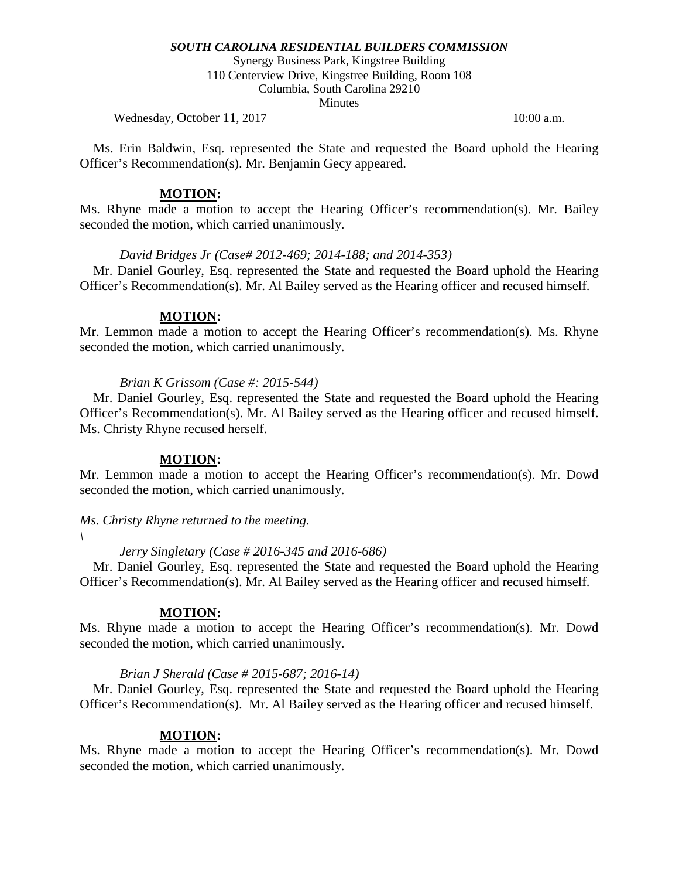*SOUTH CAROLINA RESIDENTIAL BUILDERS COMMISSION*

Synergy Business Park, Kingstree Building
110 Centerview Drive, Kingstree Building, Room 108
Columbia, South Carolina 29210
Minutes

Wednesday, October 11, 2017 10:00 a.m.

Ms. Erin Baldwin, Esq. represented the State and requested the Board uphold the Hearing Officer's Recommendation(s). Mr. Benjamin Gecy appeared.

**MOTION:**

Ms. Rhyne made a motion to accept the Hearing Officer's recommendation(s). Mr. Bailey seconded the motion, which carried unanimously.

*David Bridges Jr (Case# 2012-469; 2014-188; and 2014-353)*

Mr. Daniel Gourley, Esq. represented the State and requested the Board uphold the Hearing Officer's Recommendation(s). Mr. Al Bailey served as the Hearing officer and recused himself.

**MOTION:**

Mr. Lemmon made a motion to accept the Hearing Officer's recommendation(s). Ms. Rhyne seconded the motion, which carried unanimously.

*Brian K Grissom (Case #: 2015-544)*

Mr. Daniel Gourley, Esq. represented the State and requested the Board uphold the Hearing Officer's Recommendation(s). Mr. Al Bailey served as the Hearing officer and recused himself. Ms. Christy Rhyne recused herself.

**MOTION:**

Mr. Lemmon made a motion to accept the Hearing Officer's recommendation(s). Mr. Dowd seconded the motion, which carried unanimously.

*Ms. Christy Rhyne returned to the meeting.*

\

*Jerry Singletary (Case # 2016-345 and 2016-686)*

Mr. Daniel Gourley, Esq. represented the State and requested the Board uphold the Hearing Officer's Recommendation(s). Mr. Al Bailey served as the Hearing officer and recused himself.

**MOTION:**

Ms. Rhyne made a motion to accept the Hearing Officer's recommendation(s). Mr. Dowd seconded the motion, which carried unanimously.

*Brian J Sherald (Case # 2015-687; 2016-14)*

Mr. Daniel Gourley, Esq. represented the State and requested the Board uphold the Hearing Officer's Recommendation(s). Mr. Al Bailey served as the Hearing officer and recused himself.

**MOTION:**

Ms. Rhyne made a motion to accept the Hearing Officer's recommendation(s). Mr. Dowd seconded the motion, which carried unanimously.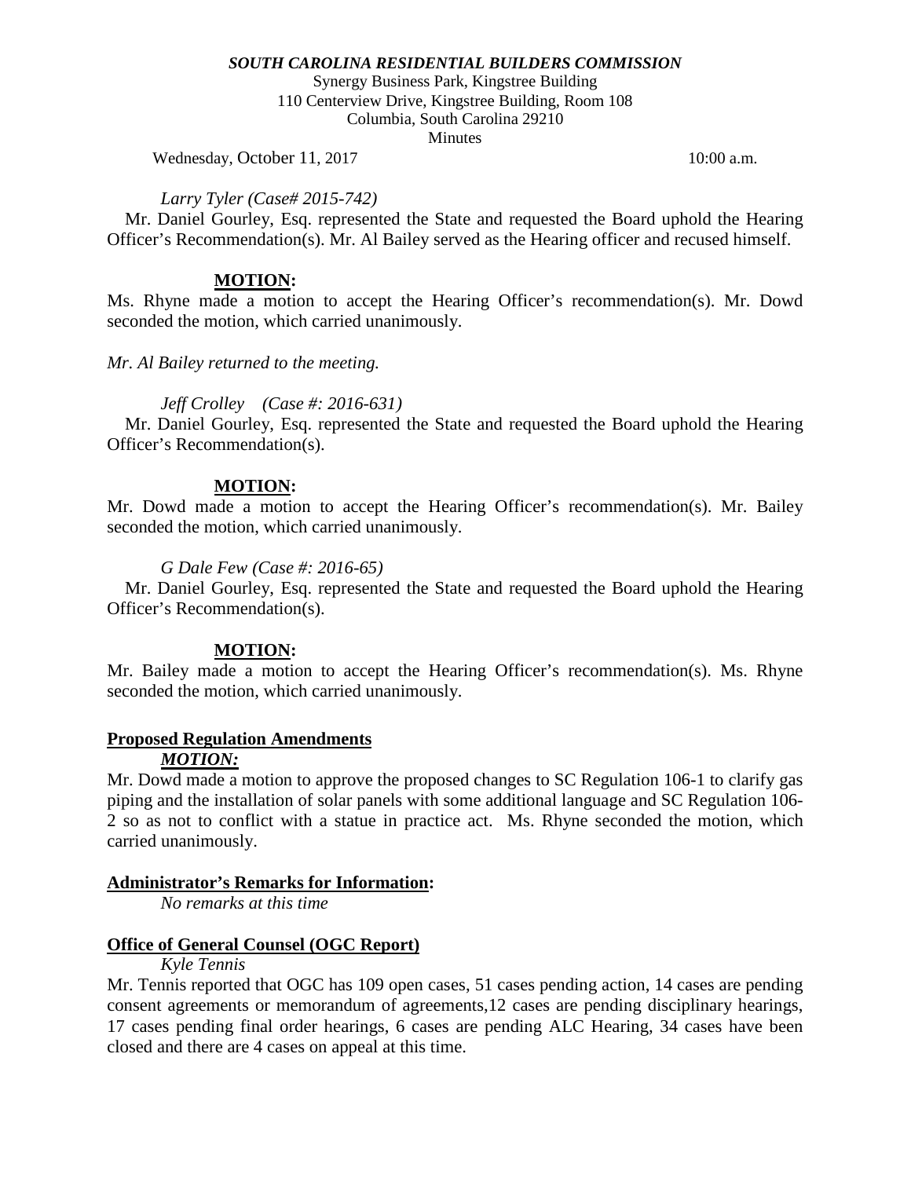*Larry Tyler (Case# 2015-742)*

Mr. Daniel Gourley, Esq. represented the State and requested the Board uphold the Hearing Officer's Recommendation(s). Mr. Al Bailey served as the Hearing officer and recused himself.

**MOTION:**

Ms. Rhyne made a motion to accept the Hearing Officer's recommendation(s). Mr. Dowd seconded the motion, which carried unanimously.

*Mr. Al Bailey returned to the meeting.*

*Jeff Crolley (Case #: 2016-631)*

Mr. Daniel Gourley, Esq. represented the State and requested the Board uphold the Hearing Officer's Recommendation(s).

**MOTION:**

Mr. Dowd made a motion to accept the Hearing Officer's recommendation(s). Mr. Bailey seconded the motion, which carried unanimously.

*G Dale Few (Case #: 2016-65)*

Mr. Daniel Gourley, Esq. represented the State and requested the Board uphold the Hearing Officer's Recommendation(s).

**MOTION:**

Mr. Bailey made a motion to accept the Hearing Officer's recommendation(s). Ms. Rhyne seconded the motion, which carried unanimously.

**Proposed Regulation Amendments**

***MOTION:***

Mr. Dowd made a motion to approve the proposed changes to SC Regulation 106-1 to clarify gas piping and the installation of solar panels with some additional language and SC Regulation 106-2 so as not to conflict with a statue in practice act. Ms. Rhyne seconded the motion, which carried unanimously.

**Administrator's Remarks for Information:**

*No remarks at this time*

**Office of General Counsel (OGC Report)**

*Kyle Tennis*

Mr. Tennis reported that OGC has 109 open cases, 51 cases pending action, 14 cases are pending consent agreements or memorandum of agreements,12 cases are pending disciplinary hearings, 17 cases pending final order hearings, 6 cases are pending ALC Hearing, 34 cases have been closed and there are 4 cases on appeal at this time.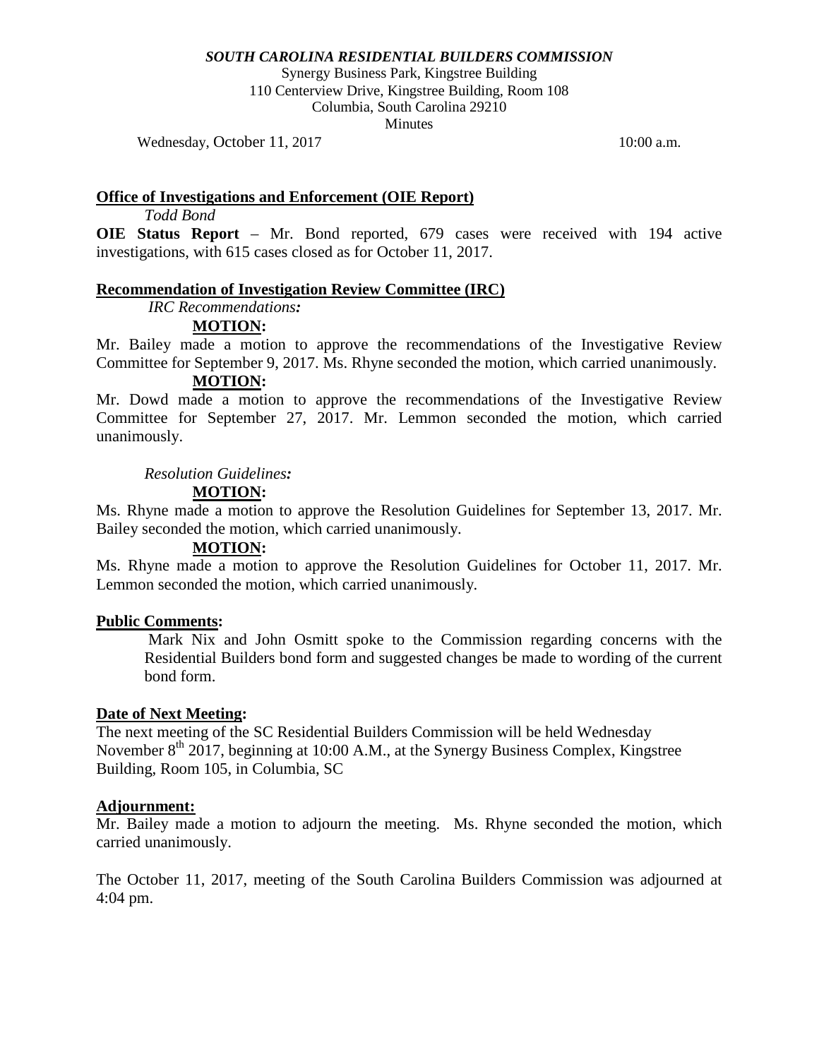*SOUTH CAROLINA RESIDENTIAL BUILDERS COMMISSION*

Synergy Business Park, Kingstree Building
110 Centerview Drive, Kingstree Building, Room 108
Columbia, South Carolina 29210
Minutes

Wednesday, October 11, 2017 10:00 a.m.

**Office of Investigations and Enforcement (OIE Report)**

*Todd Bond*

**OIE Status Report** – Mr. Bond reported, 679 cases were received with 194 active investigations, with 615 cases closed as for October 11, 2017.

**Recommendation of Investigation Review Committee (IRC)**

*IRC Recommendations:*

**MOTION:**

Mr. Bailey made a motion to approve the recommendations of the Investigative Review Committee for September 9, 2017. Ms. Rhyne seconded the motion, which carried unanimously.

**MOTION:**

Mr. Dowd made a motion to approve the recommendations of the Investigative Review Committee for September 27, 2017. Mr. Lemmon seconded the motion, which carried unanimously.

*Resolution Guidelines:*

**MOTION:**

Ms. Rhyne made a motion to approve the Resolution Guidelines for September 13, 2017. Mr. Bailey seconded the motion, which carried unanimously.

**MOTION:**

Ms. Rhyne made a motion to approve the Resolution Guidelines for October 11, 2017. Mr. Lemmon seconded the motion, which carried unanimously.

**Public Comments:**

Mark Nix and John Osmitt spoke to the Commission regarding concerns with the Residential Builders bond form and suggested changes be made to wording of the current bond form.

**Date of Next Meeting:**

The next meeting of the SC Residential Builders Commission will be held Wednesday November 8th 2017, beginning at 10:00 A.M., at the Synergy Business Complex, Kingstree Building, Room 105, in Columbia, SC

**Adjournment:**

Mr. Bailey made a motion to adjourn the meeting. Ms. Rhyne seconded the motion, which carried unanimously.

The October 11, 2017, meeting of the South Carolina Builders Commission was adjourned at 4:04 pm.